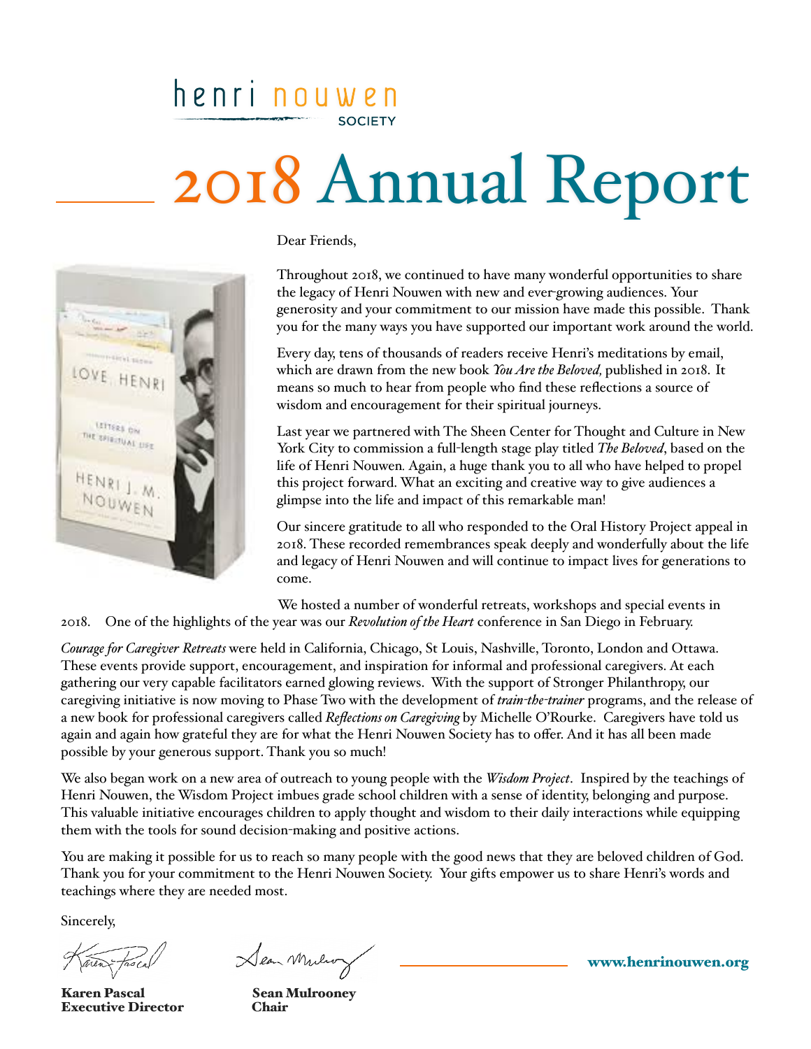henri nouwen SOCIETY

# 2018 Annual Report

Dear Friends,

Throughout 2018, we continued to have many wonderful opportunities to share the legacy of Henri Nouwen with new and ever-growing audiences. Your generosity and your commitment to our mission have made this possible. Thank you for the many ways you have supported our important work around the world.

Every day, tens of thousands of readers receive Henri's meditations by email, which are drawn from the new book *You Are the Beloved,* published in 2018. It means so much to hear from people who find these reflections a source of wisdom and encouragement for their spiritual journeys.

Last year we partnered with The Sheen Center for Thought and Culture in New York City to commission a full-length stage play titled *The Beloved*, based on the life of Henri Nouwen. Again, a huge thank you to all who have helped to propel this project forward. What an exciting and creative way to give audiences a glimpse into the life and impact of this remarkable man!

Our sincere gratitude to all who responded to the Oral History Project appeal in 2018. These recorded remembrances speak deeply and wonderfully about the life and legacy of Henri Nouwen and will continue to impact lives for generations to come.

We hosted a number of wonderful retreats, workshops and special events in 2018. One of the highlights of the year was our *Revolution of the Heart* conference in San Diego in February.

*Courage for Caregiver Retreats* were held in California, Chicago, St Louis, Nashville, Toronto, London and Ottawa. These events provide support, encouragement, and inspiration for informal and professional caregivers. At each gathering our very capable facilitators earned glowing reviews. With the support of Stronger Philanthropy, our caregiving initiative is now moving to Phase Two with the development of *train-the-trainer* programs, and the release of a new book for professional caregivers called *Reflections on Caregiving* by Michelle O'Rourke. Caregivers have told us again and again how grateful they are for what the Henri Nouwen Society has to offer. And it has all been made possible by your generous support. Thank you so much!

We also began work on a new area of outreach to young people with the *Wisdom Project*. Inspired by the teachings of Henri Nouwen, the Wisdom Project imbues grade school children with a sense of identity, belonging and purpose. This valuable initiative encourages children to apply thought and wisdom to their daily interactions while equipping them with the tools for sound decision-making and positive actions.

You are making it possible for us to reach so many people with the good news that they are beloved children of God. Thank you for your commitment to the Henri Nouwen Society. Your gifts empower us to share Henri's words and teachings where they are needed most.

Sincerely,

**Karen Pascal**
**Executive Director**

**Sean Mulrooney**
**Chair**

**www.henrinouwen.org**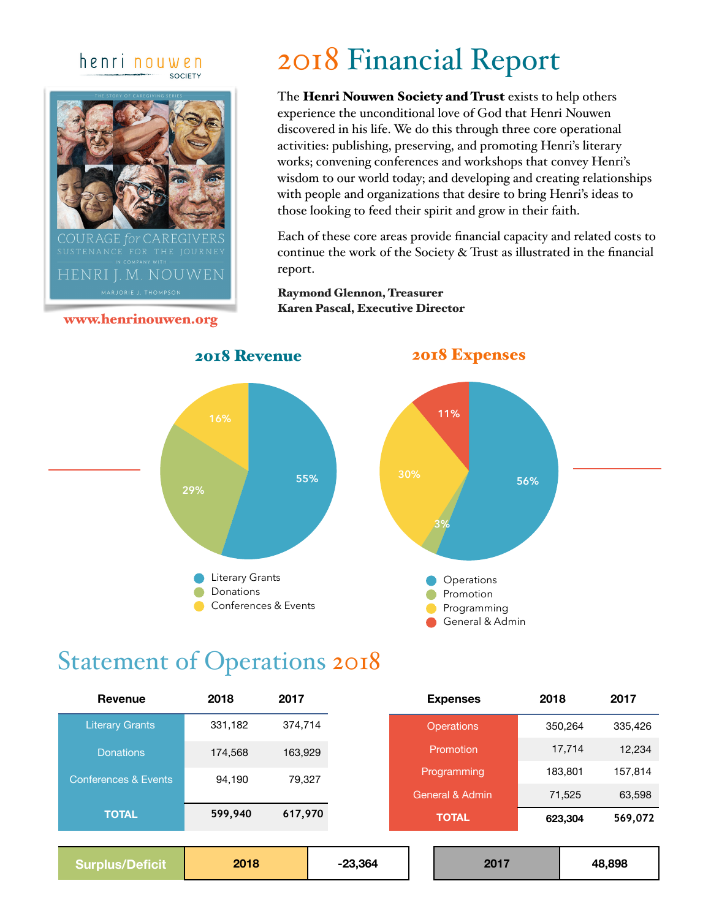henri nouwen SOCIETY

THE STORY OF CAREGIVING SERIES

COURAGE for CAREGIVERS

SUSTENANCE FOR THE JOURNEY

IN COMPANY WITH

HENRI J. M. NOUWEN

MARJORIE J. THOMPSON

**www.henrinouwen.org**

# 2018 Financial Report

The **Henri Nouwen Society and Trust** exists to help others experience the unconditional love of God that Henri Nouwen discovered in his life. We do this through three core operational activities: publishing, preserving, and promoting Henri's literary works; convening conferences and workshops that convey Henri's wisdom to our world today; and developing and creating relationships with people and organizations that desire to bring Henri's ideas to those looking to feed their spirit and grow in their faith.

Each of these core areas provide financial capacity and related costs to continue the work of the Society & Trust as illustrated in the financial report.

**Raymond Glennon, Treasurer**
**Karen Pascal, Executive Director**

## 2018 Revenue

55%
29%
16%

Literary Grants
Donations
Conferences & Events

## 2018 Expenses

56%
3%
30%
11%

Operations
Promotion
Programming
General & Admin

# Statement of Operations 2018

| Revenue | 2018 | 2017 |
|---|---|---|
| Literary Grants | 331,182 | 374,714 |
| Donations | 174,568 | 163,929 |
| Conferences & Events | 94,190 | 79,327 |
| **TOTAL** | **599,940** | **617,970** |

| Expenses | 2018 | 2017 |
|---|---|---|
| Operations | 350,264 | 335,426 |
| Promotion | 17,714 | 12,234 |
| Programming | 183,801 | 157,814 |
| General & Admin | 71,525 | 63,598 |
| **TOTAL** | **623,304** | **569,072** |

| Surplus/Deficit | 2018 | 2017 |
|---|---|---|
| | **-23,364** | **48,898** |